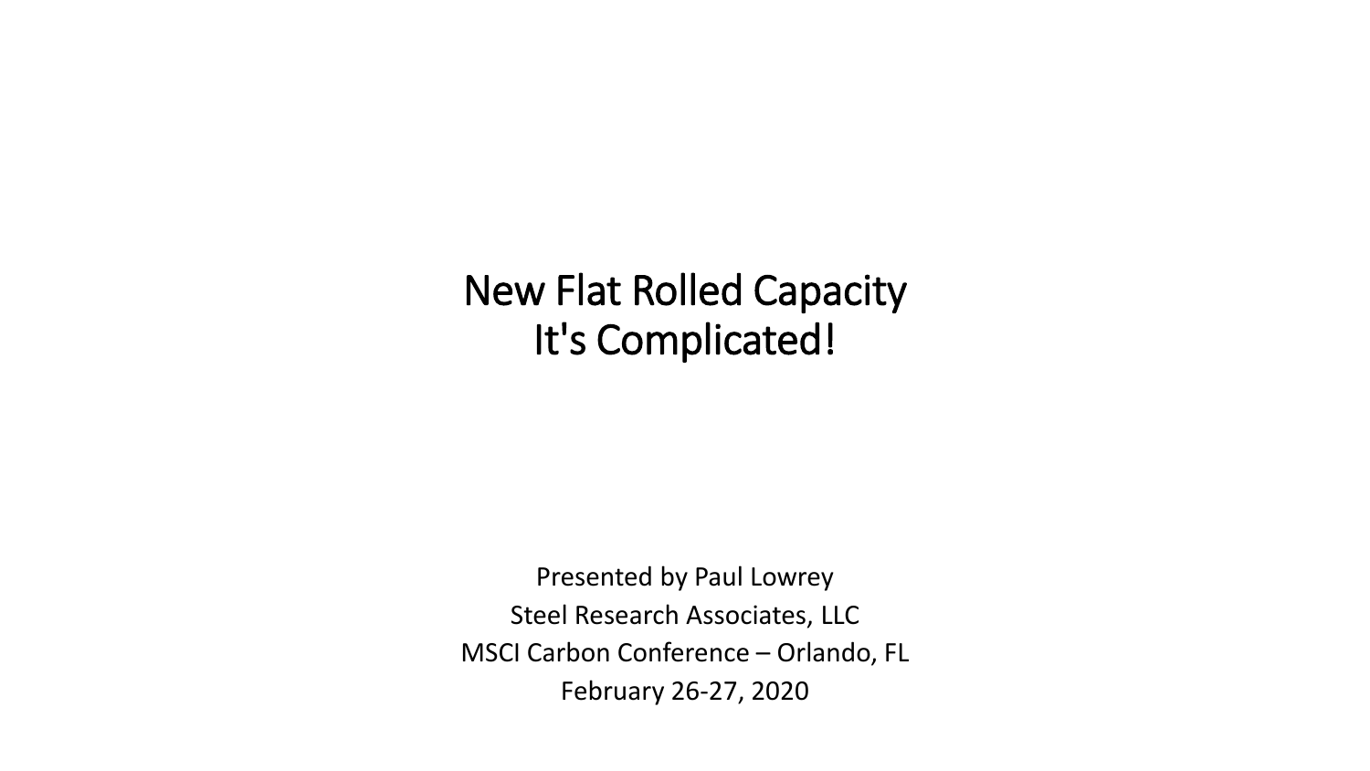# New Flat Rolled Capacity
# It's Complicated!

Presented by Paul Lowrey

Steel Research Associates, LLC

MSCI Carbon Conference – Orlando, FL

February 26-27, 2020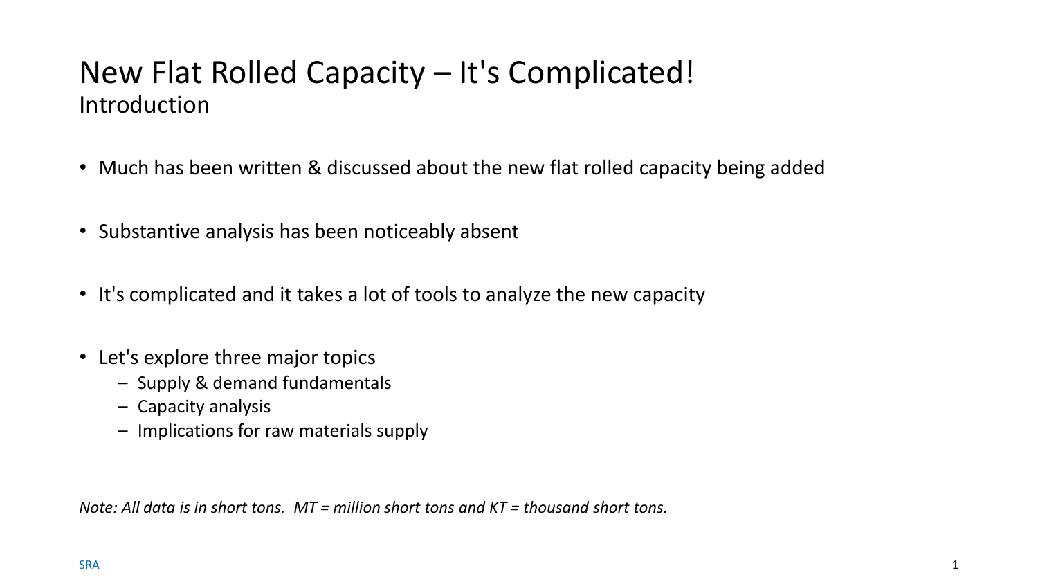# New Flat Rolled Capacity – It's Complicated!

## Introduction

- Much has been written & discussed about the new flat rolled capacity being added
- Substantive analysis has been noticeably absent
- It's complicated and it takes a lot of tools to analyze the new capacity
- Let's explore three major topics
  - Supply & demand fundamentals
  - Capacity analysis
  - Implications for raw materials supply

*Note: All data is in short tons. MT = million short tons and KT = thousand short tons.*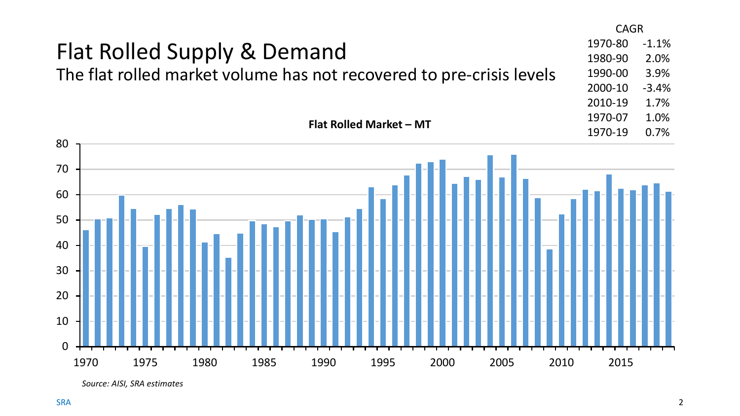# Flat Rolled Supply & Demand

## The flat rolled market volume has not recovered to pre-crisis levels

| CAGR | |
|---|---|
| 1970-80 | -1.1% |
| 1980-90 | 2.0% |
| 1990-00 | 3.9% |
| 2000-10 | -3.4% |
| 2010-19 | 1.7% |
| 1970-07 | 1.0% |
| 1970-19 | 0.7% |

**Flat Rolled Market – MT**

*Source: AISI, SRA estimates*

SRA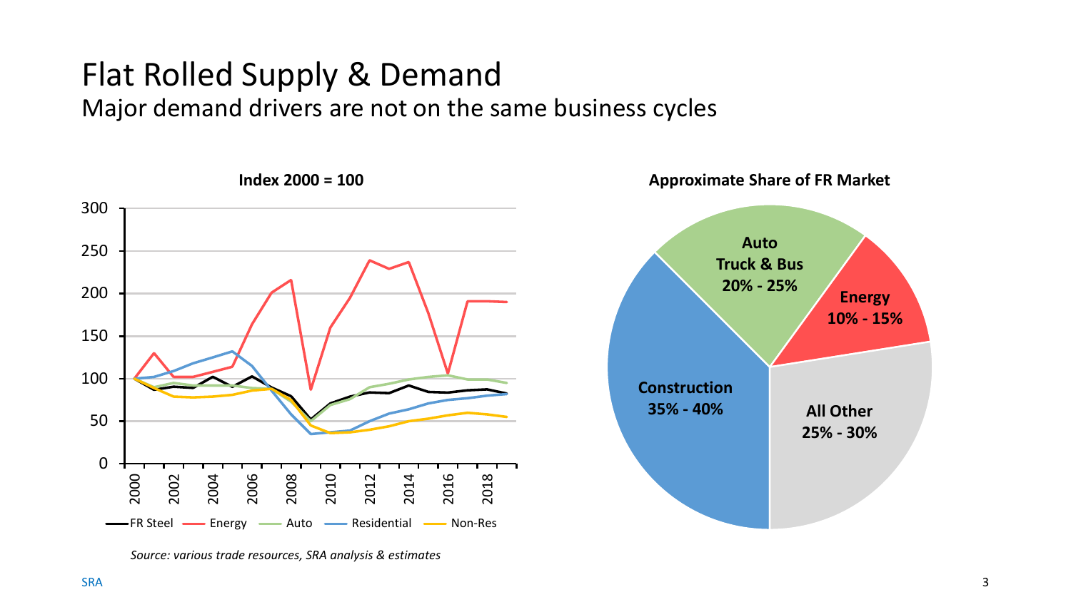# Flat Rolled Supply & Demand

## Major demand drivers are not on the same business cycles

**Index 2000 = 100**

FR Steel — Energy — Auto — Residential — Non-Res

**Approximate Share of FR Market**

- **Auto Truck & Bus 20% - 25%**
- **Energy 10% - 15%**
- **All Other 25% - 30%**
- **Construction 35% - 40%**

*Source: various trade resources, SRA analysis & estimates*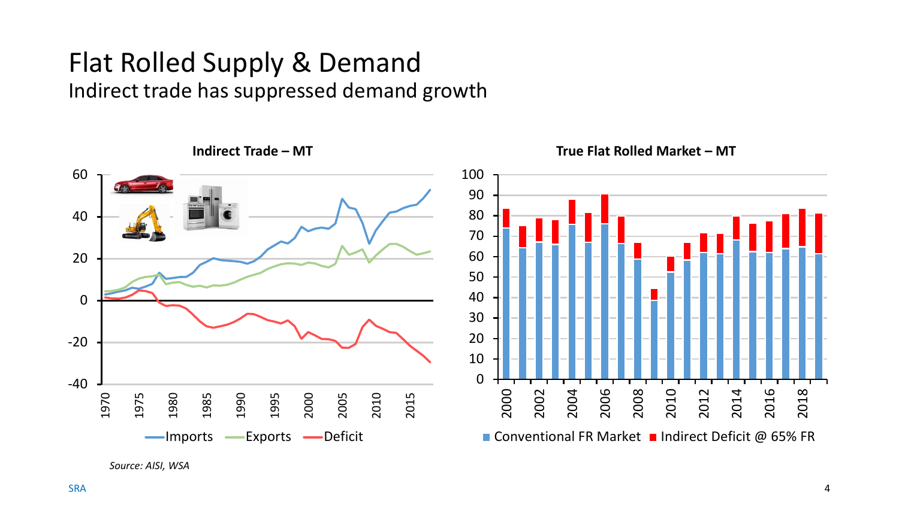# Flat Rolled Supply & Demand

Indirect trade has suppressed demand growth

**Indirect Trade – MT**

Imports, Exports, Deficit

**True Flat Rolled Market – MT**

Conventional FR Market, Indirect Deficit @ 65% FR

*Source: AISI, WSA*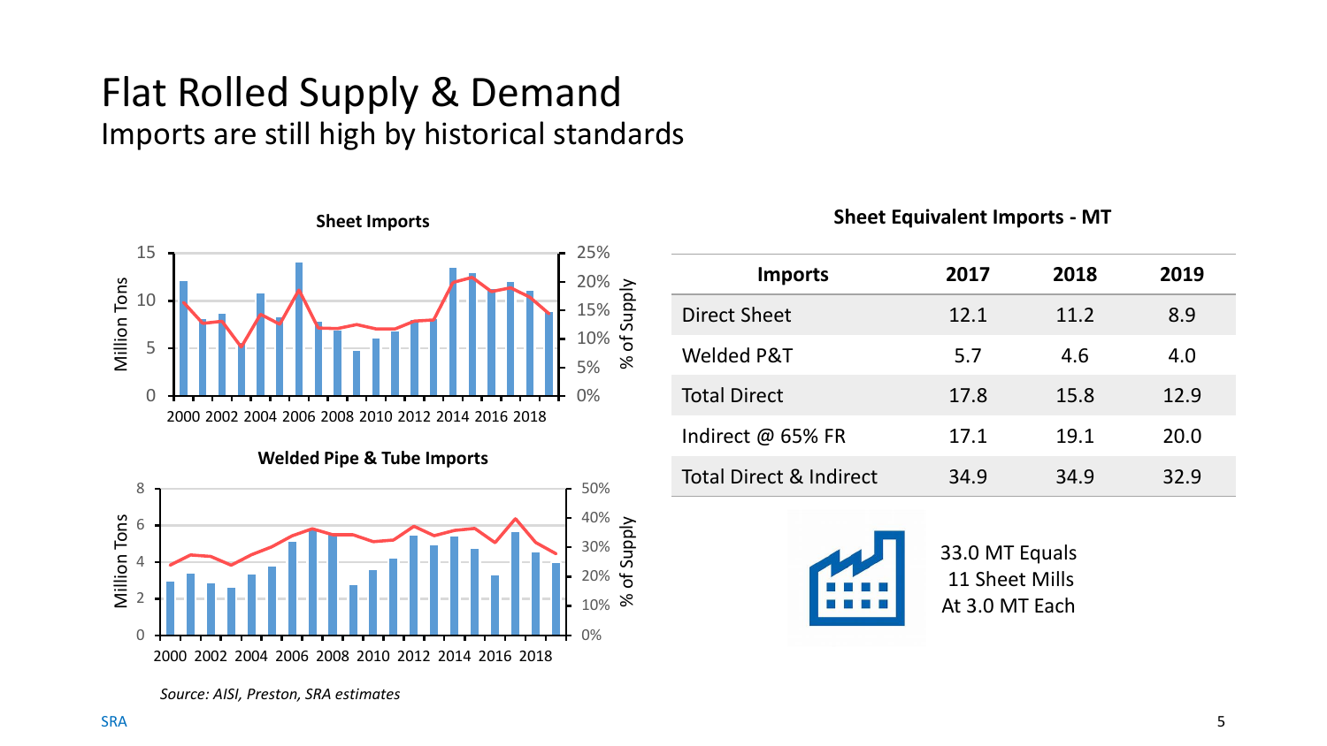# Flat Rolled Supply & Demand

## Imports are still high by historical standards

**Sheet Imports**

**Welded Pipe & Tube Imports**

**Sheet Equivalent Imports - MT**

| Imports | 2017 | 2018 | 2019 |
|---|---|---|---|
| Direct Sheet | 12.1 | 11.2 | 8.9 |
| Welded P&T | 5.7 | 4.6 | 4.0 |
| Total Direct | 17.8 | 15.8 | 12.9 |
| Indirect @ 65% FR | 17.1 | 19.1 | 20.0 |
| Total Direct & Indirect | 34.9 | 34.9 | 32.9 |

33.0 MT Equals 11 Sheet Mills At 3.0 MT Each

*Source: AISI, Preston, SRA estimates*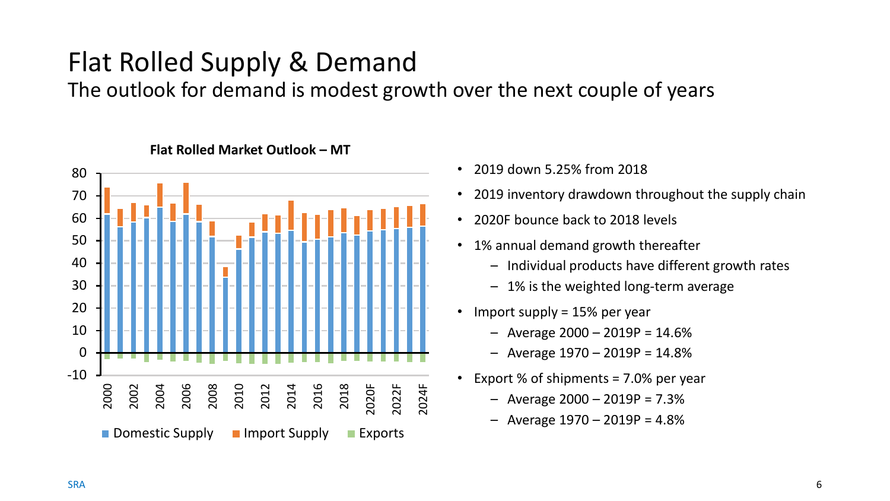# Flat Rolled Supply & Demand

## The outlook for demand is modest growth over the next couple of years

**Flat Rolled Market Outlook – MT**

- 2019 down 5.25% from 2018
- 2019 inventory drawdown throughout the supply chain
- 2020F bounce back to 2018 levels
- 1% annual demand growth thereafter
  - Individual products have different growth rates
  - 1% is the weighted long-term average
- Import supply = 15% per year
  - Average 2000 – 2019P = 14.6%
  - Average 1970 – 2019P = 14.8%
- Export % of shipments = 7.0% per year
  - Average 2000 – 2019P = 7.3%
  - Average 1970 – 2019P = 4.8%

SRA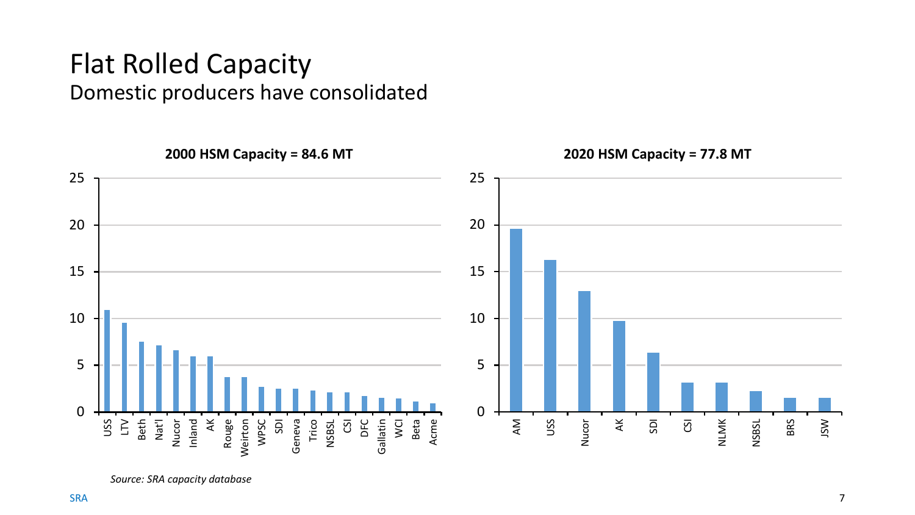# Flat Rolled Capacity

## Domestic producers have consolidated

**2000 HSM Capacity = 84.6 MT**

**2020 HSM Capacity = 77.8 MT**

*Source: SRA capacity database*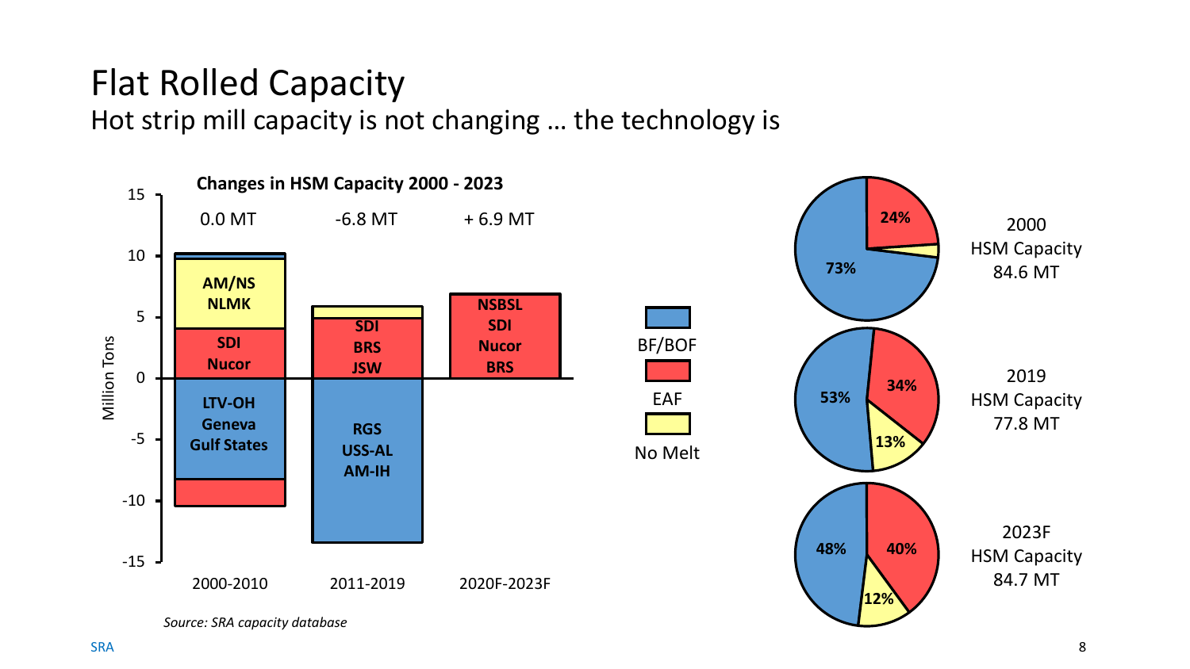# Flat Rolled Capacity

Hot strip mill capacity is not changing … the technology is

**Changes in HSM Capacity 2000 - 2023**

| | 2000-2010 | 2011-2019 | 2020F-2023F |
|---|---|---|---|
| Net change | 0.0 MT | -6.8 MT | + 6.9 MT |
| Additions | AM/NS, NLMK (No Melt); SDI, Nucor (EAF) | SDI, BRS, JSW (EAF) | NSBSL, SDI, Nucor, BRS (EAF) |
| Closures | LTV-OH, Geneva, Gulf States (BF/BOF) | RGS, USS-AL, AM-IH (BF/BOF) | |

Million Tons

Legend: BF/BOF, EAF, No Melt

| | BF/BOF | EAF | No Melt |
|---|---|---|---|
| 2000 HSM Capacity 84.6 MT | 73% | 24% | |
| 2019 HSM Capacity 77.8 MT | 53% | 34% | 13% |
| 2023F HSM Capacity 84.7 MT | 48% | 40% | 12% |

*Source: SRA capacity database*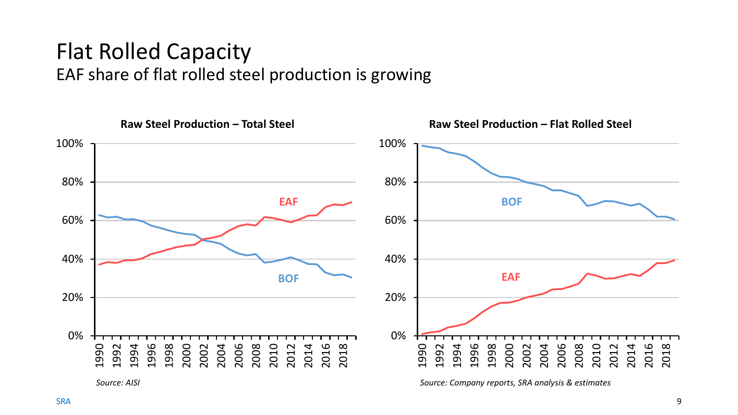# Flat Rolled Capacity

## EAF share of flat rolled steel production is growing

**Raw Steel Production – Total Steel**

*Source: AISI*

**Raw Steel Production – Flat Rolled Steel**

*Source: Company reports, SRA analysis & estimates*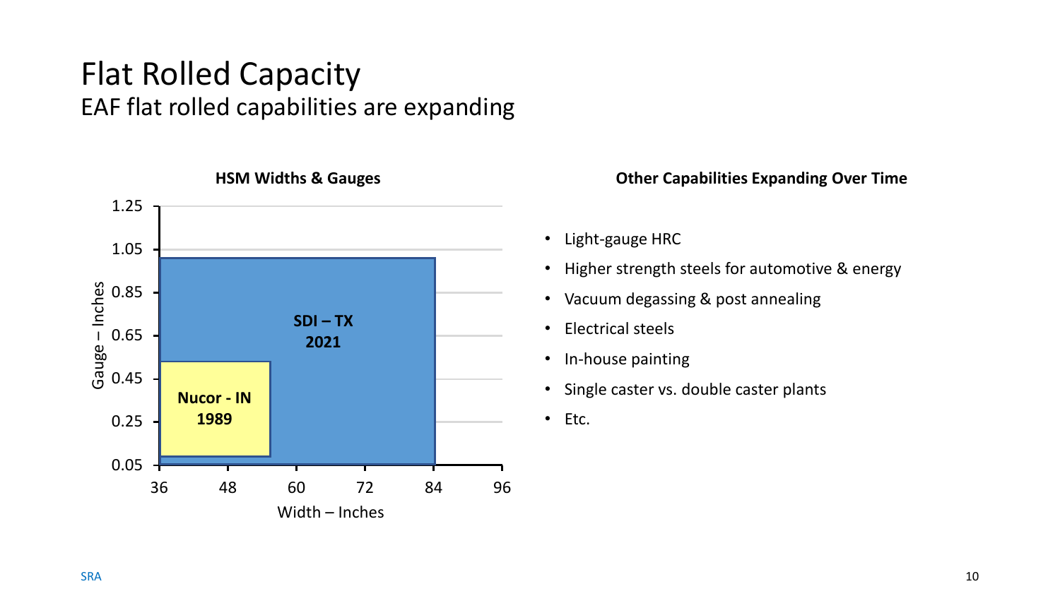# Flat Rolled Capacity

EAF flat rolled capabilities are expanding

**HSM Widths & Gauges**

Gauge – Inches: 1.25, 1.05, 0.85, 0.65, 0.45, 0.25, 0.05

Width – Inches: 36, 48, 60, 72, 84, 96

**SDI – TX 2021**

**Nucor - IN 1989**

**Other Capabilities Expanding Over Time**

- Light-gauge HRC
- Higher strength steels for automotive & energy
- Vacuum degassing & post annealing
- Electrical steels
- In-house painting
- Single caster vs. double caster plants
- Etc.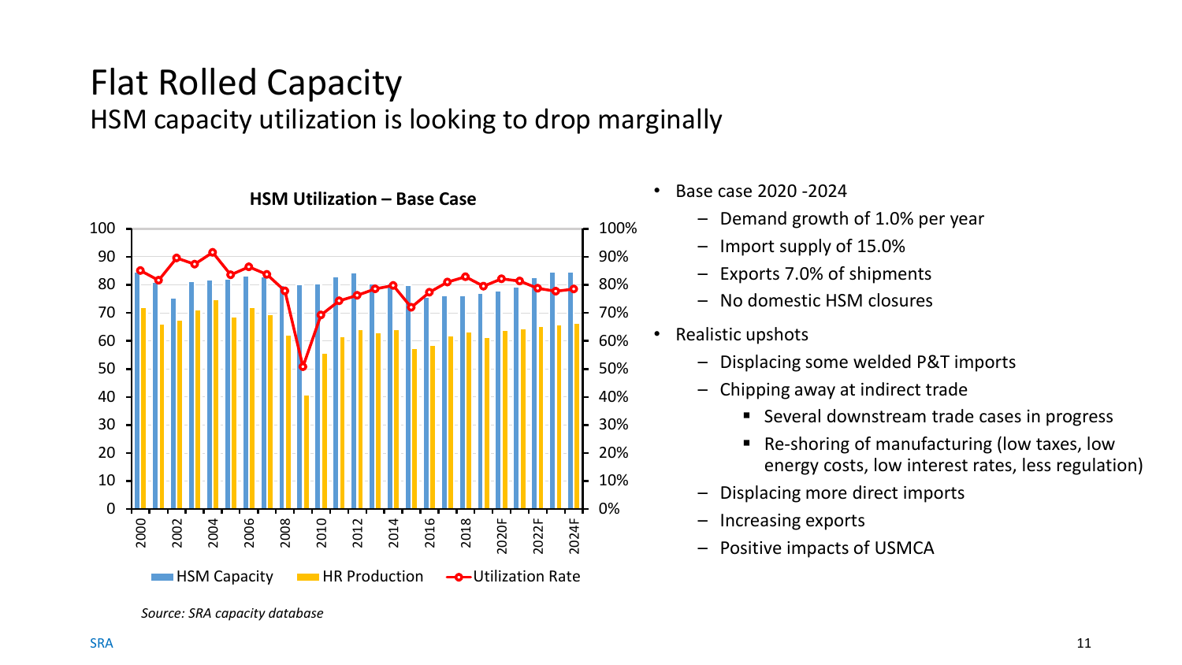# Flat Rolled Capacity

## HSM capacity utilization is looking to drop marginally

**HSM Utilization – Base Case**

HSM Capacity | HR Production | Utilization Rate

*Source: SRA capacity database*

- Base case 2020 -2024
  - Demand growth of 1.0% per year
  - Import supply of 15.0%
  - Exports 7.0% of shipments
  - No domestic HSM closures
- Realistic upshots
  - Displacing some welded P&T imports
  - Chipping away at indirect trade
    - Several downstream trade cases in progress
    - Re-shoring of manufacturing (low taxes, low energy costs, low interest rates, less regulation)
  - Displacing more direct imports
  - Increasing exports
  - Positive impacts of USMCA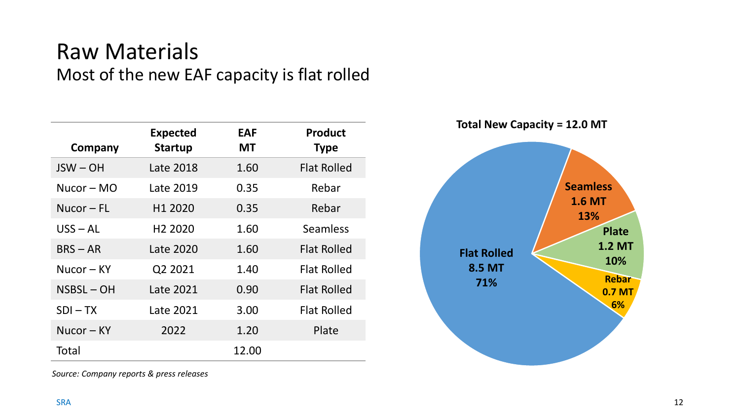# Raw Materials

## Most of the new EAF capacity is flat rolled

| Company | Expected Startup | EAF MT | Product Type |
|---|---|---|---|
| JSW – OH | Late 2018 | 1.60 | Flat Rolled |
| Nucor – MO | Late 2019 | 0.35 | Rebar |
| Nucor – FL | H1 2020 | 0.35 | Rebar |
| USS – AL | H2 2020 | 1.60 | Seamless |
| BRS – AR | Late 2020 | 1.60 | Flat Rolled |
| Nucor – KY | Q2 2021 | 1.40 | Flat Rolled |
| NSBSL – OH | Late 2021 | 0.90 | Flat Rolled |
| SDI – TX | Late 2021 | 3.00 | Flat Rolled |
| Nucor – KY | 2022 | 1.20 | Plate |
| Total | | 12.00 | |

*Source: Company reports & press releases*

**Total New Capacity = 12.0 MT**

| Product Type | MT | Share |
|---|---|---|
| Flat Rolled | 8.5 MT | 71% |
| Seamless | 1.6 MT | 13% |
| Plate | 1.2 MT | 10% |
| Rebar | 0.7 MT | 6% |

SRA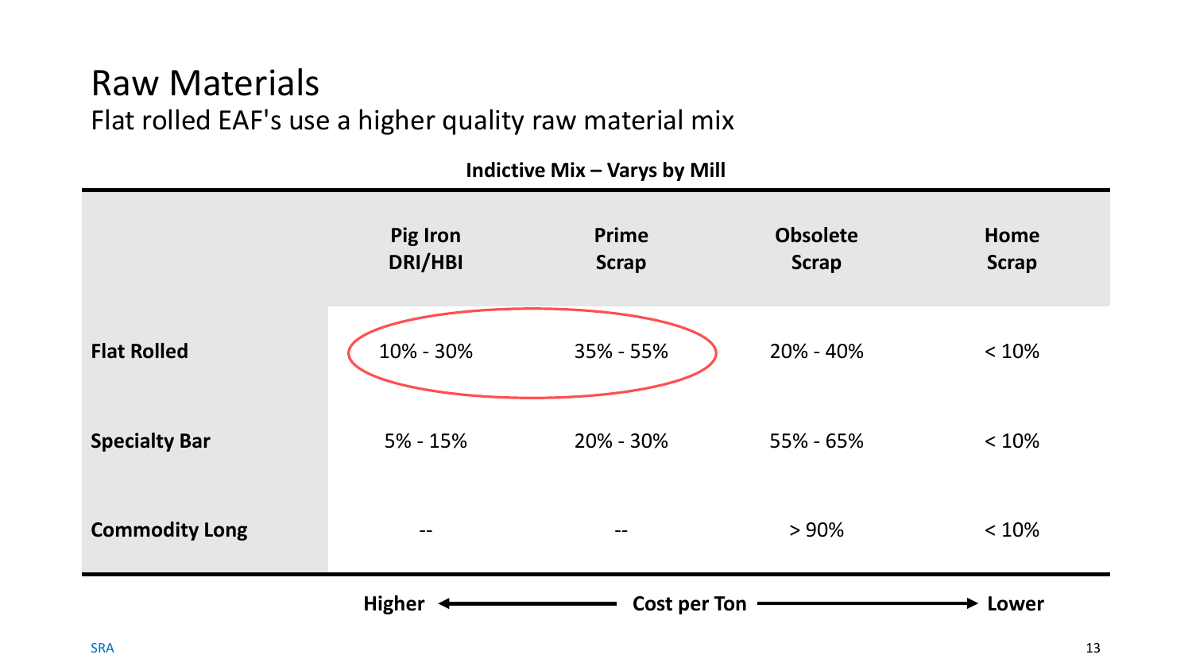# Raw Materials

Flat rolled EAF's use a higher quality raw material mix

**Indictive Mix – Varys by Mill**

| | Pig Iron DRI/HBI | Prime Scrap | Obsolete Scrap | Home Scrap |
|---|---|---|---|---|
| **Flat Rolled** | 10% - 30% | 35% - 55% | 20% - 40% | < 10% |
| **Specialty Bar** | 5% - 15% | 20% - 30% | 55% - 65% | < 10% |
| **Commodity Long** | -- | -- | > 90% | < 10% |

**Higher** ← **Cost per Ton** → **Lower**

SRA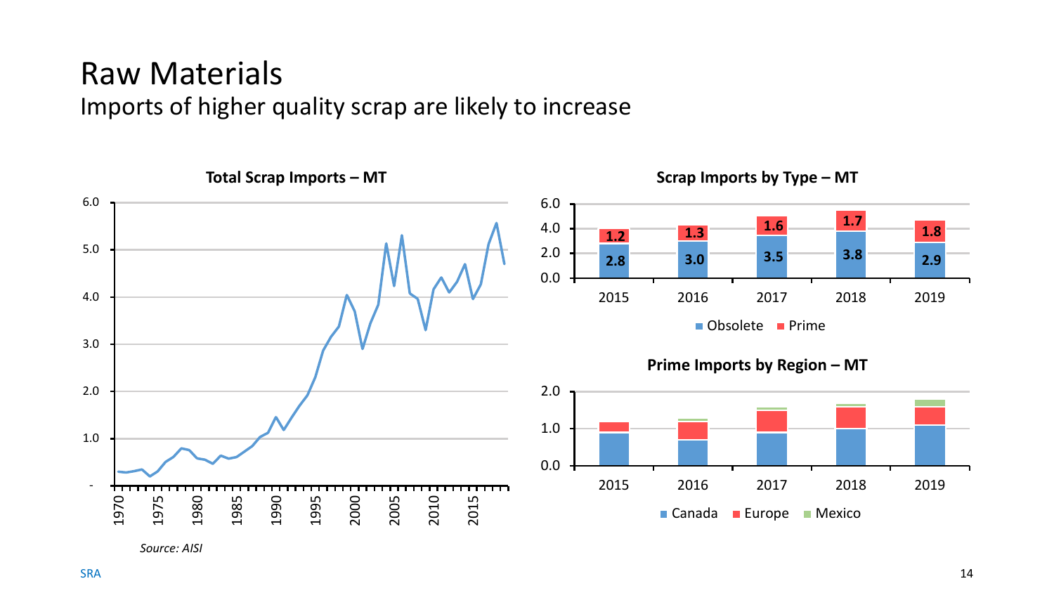# Raw Materials

## Imports of higher quality scrap are likely to increase

**Total Scrap Imports – MT**

*Source: AISI*

**Scrap Imports by Type – MT**

| Year | Obsolete | Prime |
|---|---|---|
| 2015 | 2.8 | 1.2 |
| 2016 | 3.0 | 1.3 |
| 2017 | 3.5 | 1.6 |
| 2018 | 3.8 | 1.7 |
| 2019 | 2.9 | 1.8 |

**Prime Imports by Region – MT**

Canada, Europe, Mexico (2015–2019)

SRA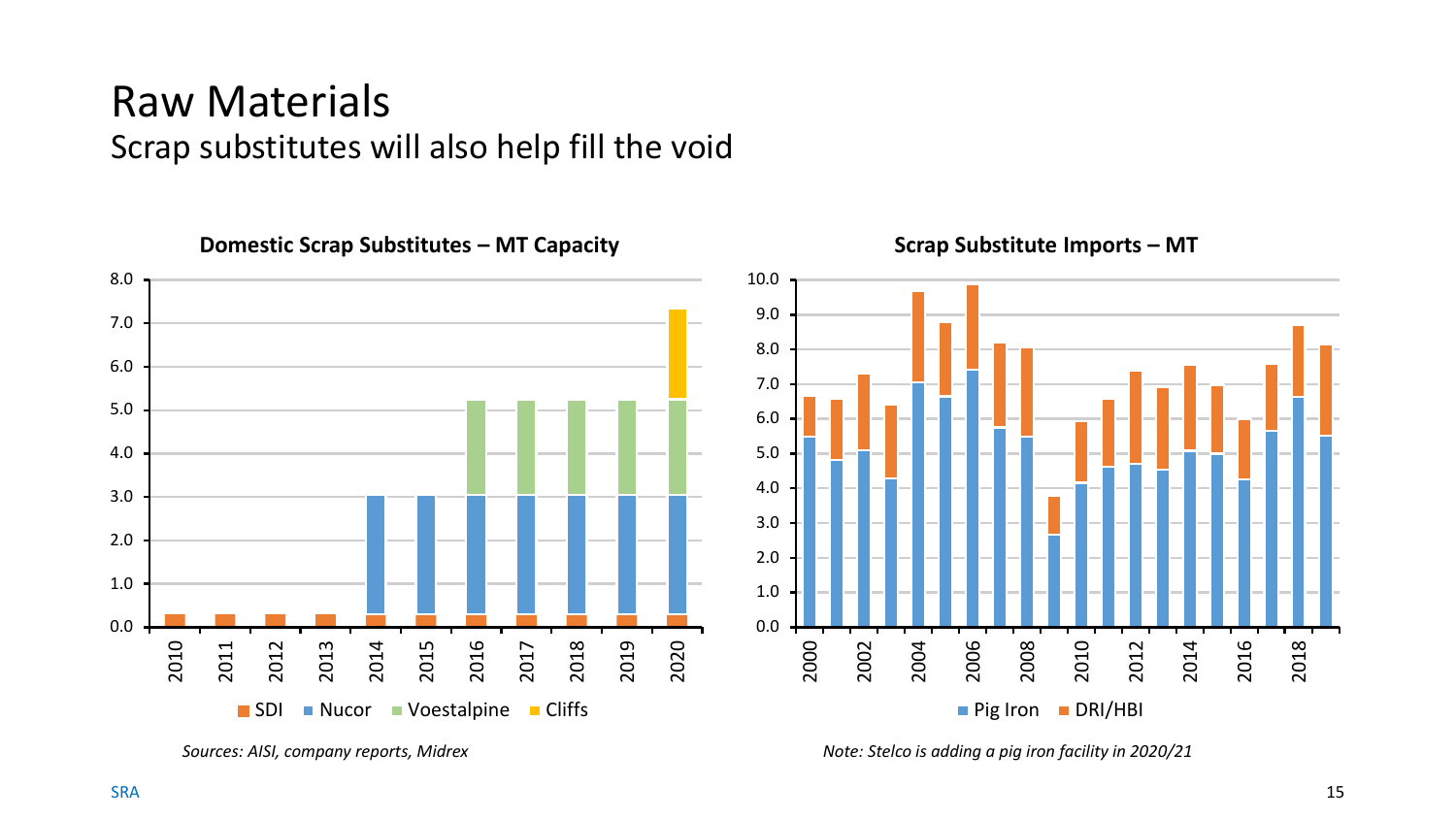# Raw Materials

## Scrap substitutes will also help fill the void

**Domestic Scrap Substitutes – MT Capacity**

*Sources: AISI, company reports, Midrex*

**Scrap Substitute Imports – MT**

*Note: Stelco is adding a pig iron facility in 2020/21*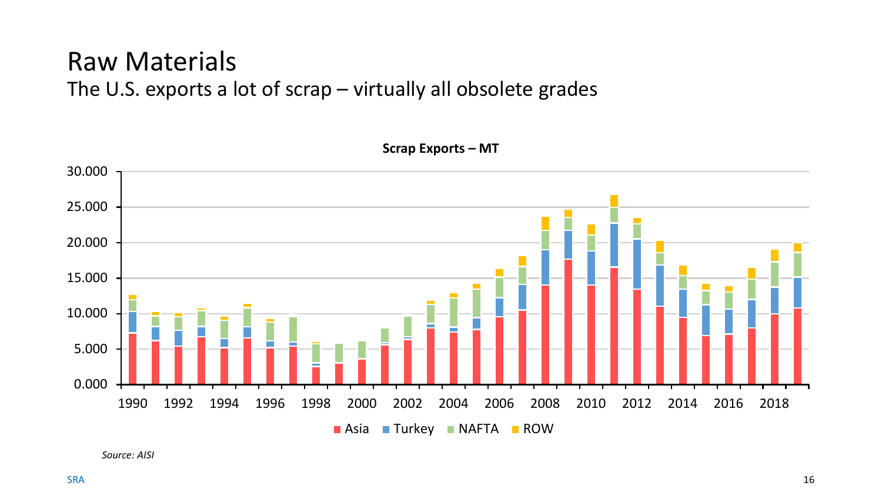# Raw Materials

## The U.S. exports a lot of scrap – virtually all obsolete grades

**Scrap Exports – MT**

Asia, Turkey, NAFTA, ROW

*Source: AISI*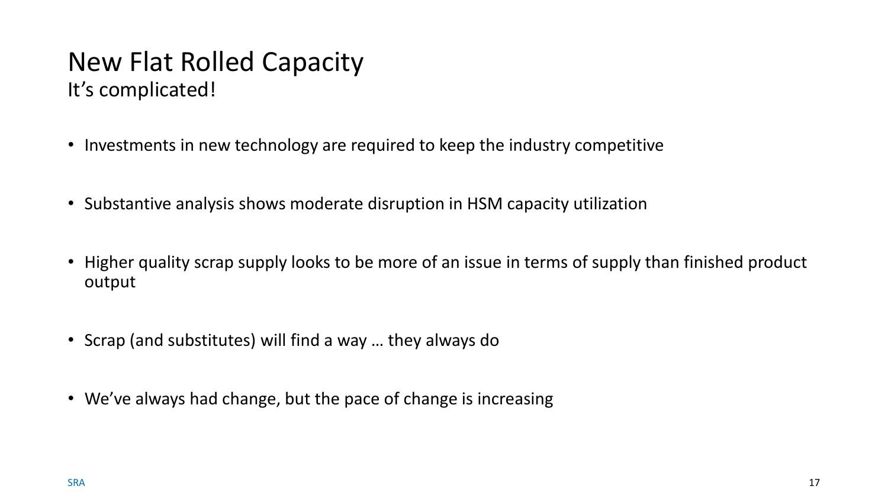# New Flat Rolled Capacity

It's complicated!

- Investments in new technology are required to keep the industry competitive
- Substantive analysis shows moderate disruption in HSM capacity utilization
- Higher quality scrap supply looks to be more of an issue in terms of supply than finished product output
- Scrap (and substitutes) will find a way … they always do
- We've always had change, but the pace of change is increasing